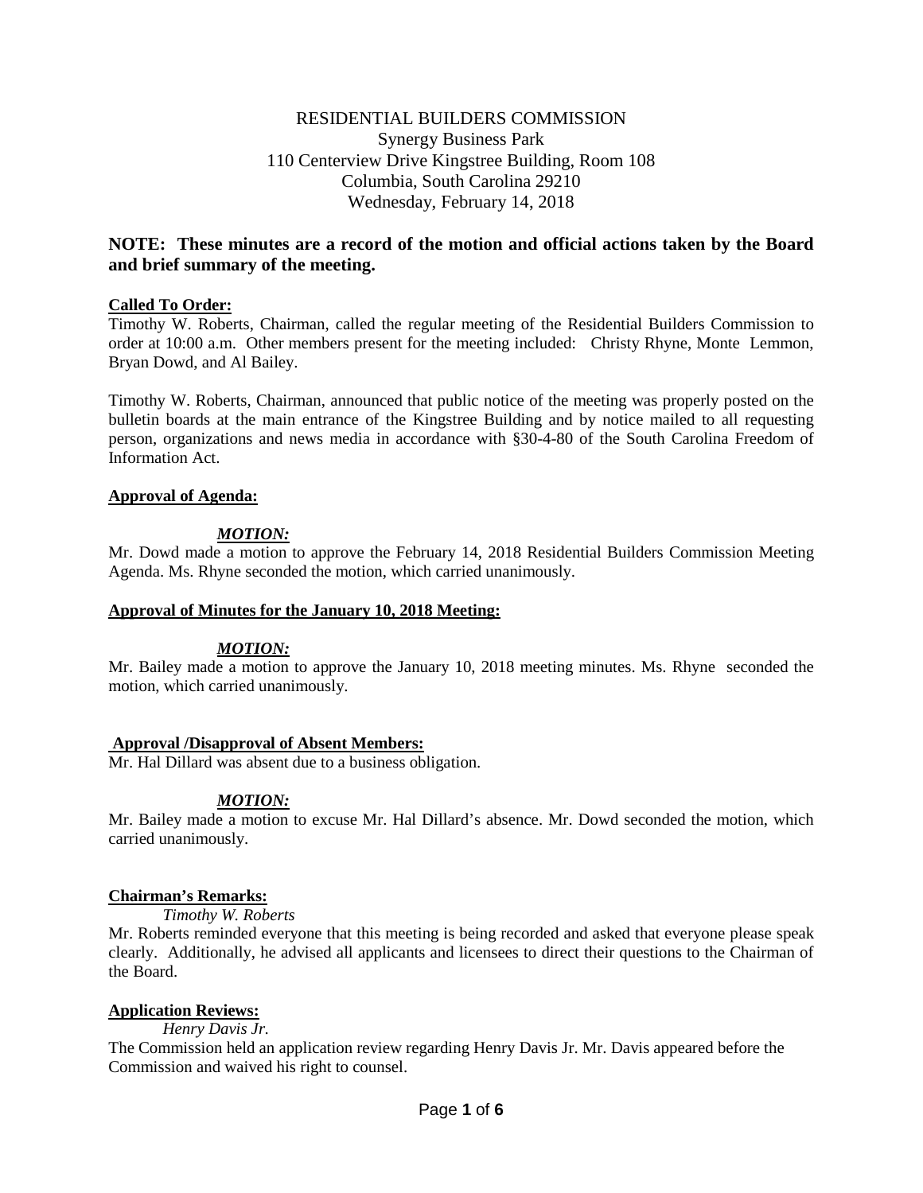RESIDENTIAL BUILDERS COMMISSION
Synergy Business Park
110 Centerview Drive Kingstree Building, Room 108
Columbia, South Carolina 29210
Wednesday, February 14, 2018

**NOTE: These minutes are a record of the motion and official actions taken by the Board and brief summary of the meeting.**

**Called To Order:**

Timothy W. Roberts, Chairman, called the regular meeting of the Residential Builders Commission to order at 10:00 a.m. Other members present for the meeting included: Christy Rhyne, Monte Lemmon, Bryan Dowd, and Al Bailey.

Timothy W. Roberts, Chairman, announced that public notice of the meeting was properly posted on the bulletin boards at the main entrance of the Kingstree Building and by notice mailed to all requesting person, organizations and news media in accordance with §30-4-80 of the South Carolina Freedom of Information Act.

**Approval of Agenda:**

***MOTION:***

Mr. Dowd made a motion to approve the February 14, 2018 Residential Builders Commission Meeting Agenda. Ms. Rhyne seconded the motion, which carried unanimously.

**Approval of Minutes for the January 10, 2018 Meeting:**

***MOTION:***

Mr. Bailey made a motion to approve the January 10, 2018 meeting minutes. Ms. Rhyne seconded the motion, which carried unanimously.

**Approval /Disapproval of Absent Members:**

Mr. Hal Dillard was absent due to a business obligation.

***MOTION:***

Mr. Bailey made a motion to excuse Mr. Hal Dillard's absence. Mr. Dowd seconded the motion, which carried unanimously.

**Chairman's Remarks:**

*Timothy W. Roberts*

Mr. Roberts reminded everyone that this meeting is being recorded and asked that everyone please speak clearly. Additionally, he advised all applicants and licensees to direct their questions to the Chairman of the Board.

**Application Reviews:**

*Henry Davis Jr.*

The Commission held an application review regarding Henry Davis Jr. Mr. Davis appeared before the Commission and waived his right to counsel.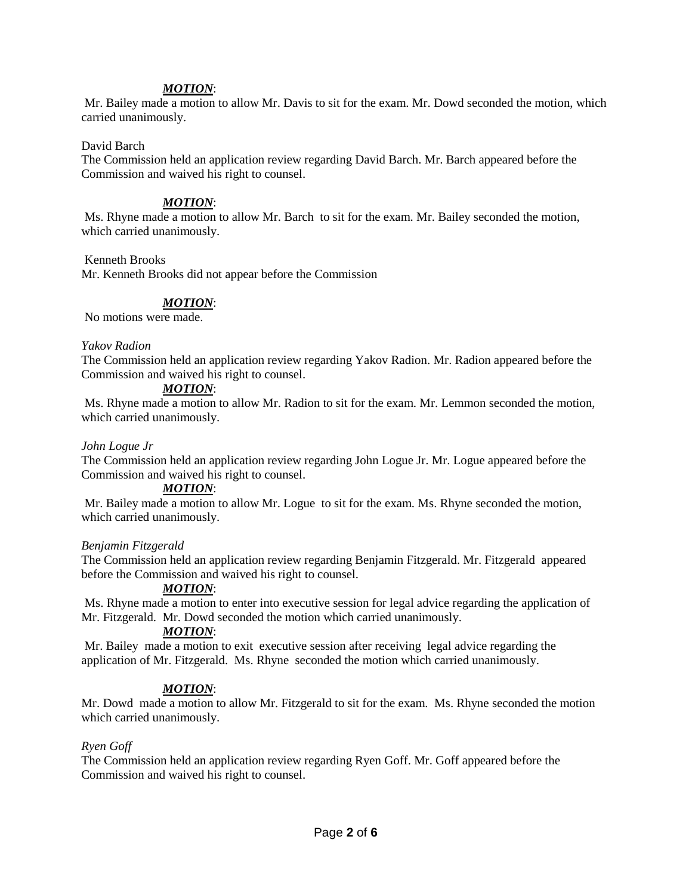***MOTION***:

Mr. Bailey made a motion to allow Mr. Davis to sit for the exam. Mr. Dowd seconded the motion, which carried unanimously.

David Barch

The Commission held an application review regarding David Barch. Mr. Barch appeared before the Commission and waived his right to counsel.

***MOTION***:

Ms. Rhyne made a motion to allow Mr. Barch to sit for the exam. Mr. Bailey seconded the motion, which carried unanimously.

Kenneth Brooks

Mr. Kenneth Brooks did not appear before the Commission

***MOTION***:

No motions were made.

*Yakov Radion*

The Commission held an application review regarding Yakov Radion. Mr. Radion appeared before the Commission and waived his right to counsel.

***MOTION***:

Ms. Rhyne made a motion to allow Mr. Radion to sit for the exam. Mr. Lemmon seconded the motion, which carried unanimously.

*John Logue Jr*

The Commission held an application review regarding John Logue Jr. Mr. Logue appeared before the Commission and waived his right to counsel.

***MOTION***:

Mr. Bailey made a motion to allow Mr. Logue to sit for the exam. Ms. Rhyne seconded the motion, which carried unanimously.

*Benjamin Fitzgerald*

The Commission held an application review regarding Benjamin Fitzgerald. Mr. Fitzgerald appeared before the Commission and waived his right to counsel.

***MOTION***:

Ms. Rhyne made a motion to enter into executive session for legal advice regarding the application of Mr. Fitzgerald. Mr. Dowd seconded the motion which carried unanimously.

***MOTION***:

Mr. Bailey made a motion to exit executive session after receiving legal advice regarding the application of Mr. Fitzgerald. Ms. Rhyne seconded the motion which carried unanimously.

***MOTION***:

Mr. Dowd made a motion to allow Mr. Fitzgerald to sit for the exam. Ms. Rhyne seconded the motion which carried unanimously.

*Ryen Goff*

The Commission held an application review regarding Ryen Goff. Mr. Goff appeared before the Commission and waived his right to counsel.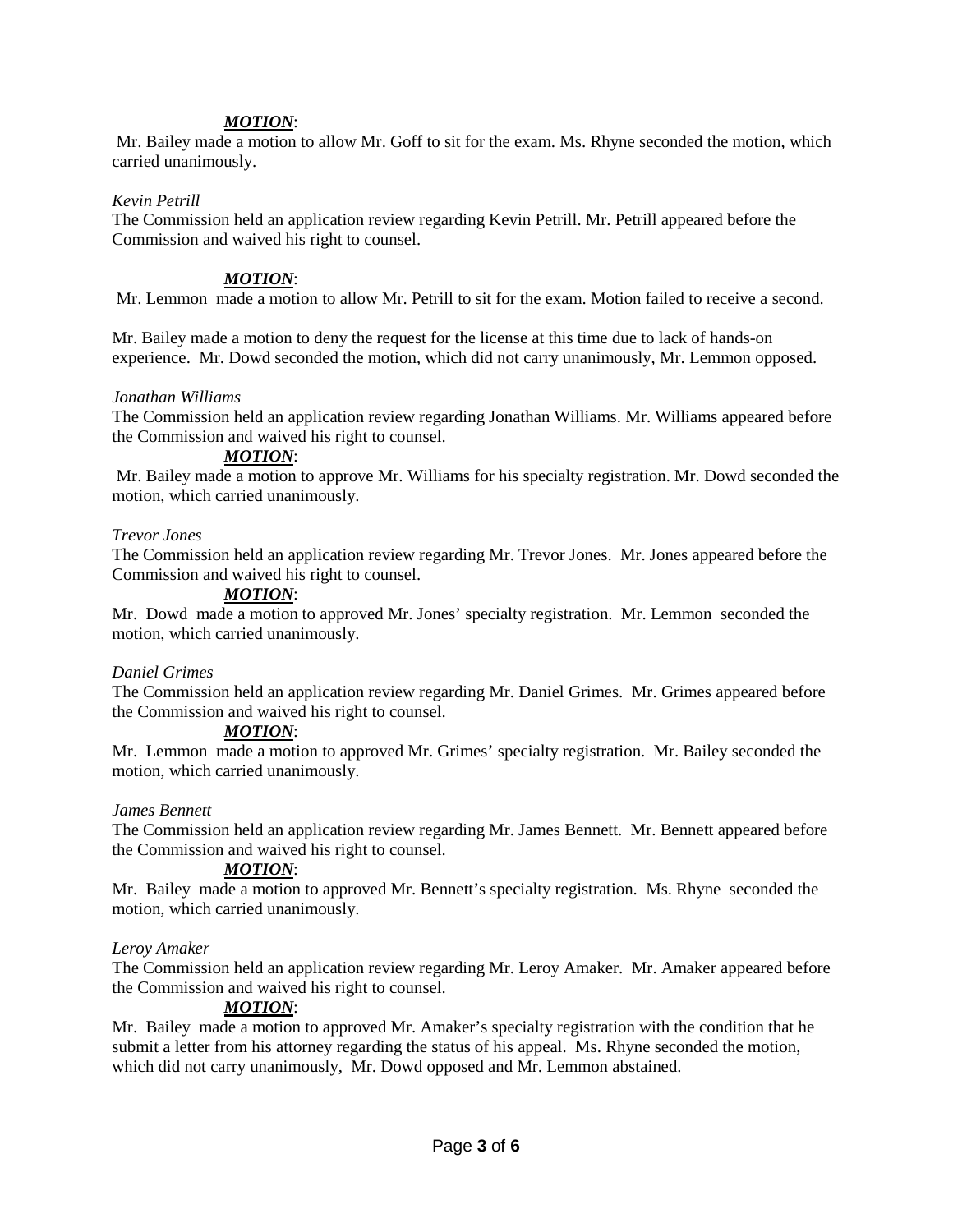***MOTION***:

Mr. Bailey made a motion to allow Mr. Goff to sit for the exam. Ms. Rhyne seconded the motion, which carried unanimously.

*Kevin Petrill*

The Commission held an application review regarding Kevin Petrill. Mr. Petrill appeared before the Commission and waived his right to counsel.

***MOTION***:

Mr. Lemmon made a motion to allow Mr. Petrill to sit for the exam. Motion failed to receive a second.

Mr. Bailey made a motion to deny the request for the license at this time due to lack of hands-on experience. Mr. Dowd seconded the motion, which did not carry unanimously, Mr. Lemmon opposed.

*Jonathan Williams*

The Commission held an application review regarding Jonathan Williams. Mr. Williams appeared before the Commission and waived his right to counsel.

***MOTION***:

Mr. Bailey made a motion to approve Mr. Williams for his specialty registration. Mr. Dowd seconded the motion, which carried unanimously.

*Trevor Jones*

The Commission held an application review regarding Mr. Trevor Jones. Mr. Jones appeared before the Commission and waived his right to counsel.

***MOTION***:

Mr. Dowd made a motion to approved Mr. Jones' specialty registration. Mr. Lemmon seconded the motion, which carried unanimously.

*Daniel Grimes*

The Commission held an application review regarding Mr. Daniel Grimes. Mr. Grimes appeared before the Commission and waived his right to counsel.

***MOTION***:

Mr. Lemmon made a motion to approved Mr. Grimes' specialty registration. Mr. Bailey seconded the motion, which carried unanimously.

*James Bennett*

The Commission held an application review regarding Mr. James Bennett. Mr. Bennett appeared before the Commission and waived his right to counsel.

***MOTION***:

Mr. Bailey made a motion to approved Mr. Bennett's specialty registration. Ms. Rhyne seconded the motion, which carried unanimously.

*Leroy Amaker*

The Commission held an application review regarding Mr. Leroy Amaker. Mr. Amaker appeared before the Commission and waived his right to counsel.

***MOTION***:

Mr. Bailey made a motion to approved Mr. Amaker's specialty registration with the condition that he submit a letter from his attorney regarding the status of his appeal. Ms. Rhyne seconded the motion, which did not carry unanimously, Mr. Dowd opposed and Mr. Lemmon abstained.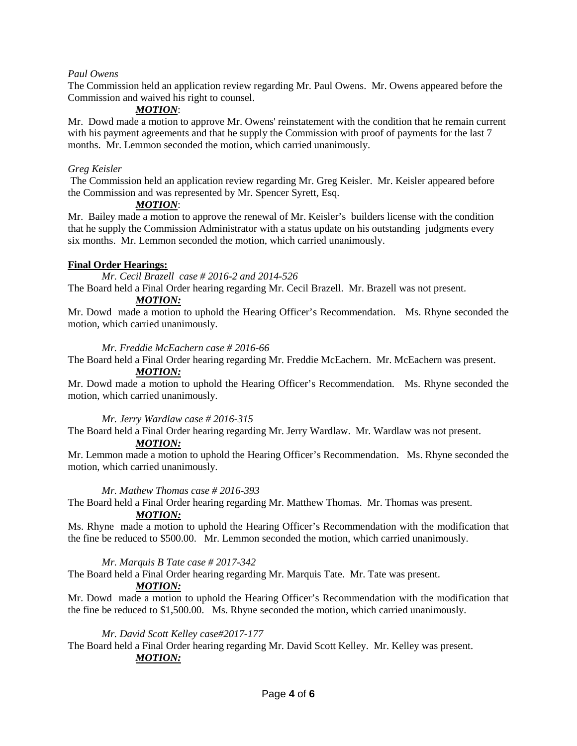*Paul Owens*

The Commission held an application review regarding Mr. Paul Owens. Mr. Owens appeared before the Commission and waived his right to counsel.

***MOTION***:

Mr. Dowd made a motion to approve Mr. Owens' reinstatement with the condition that he remain current with his payment agreements and that he supply the Commission with proof of payments for the last 7 months. Mr. Lemmon seconded the motion, which carried unanimously.

*Greg Keisler*

The Commission held an application review regarding Mr. Greg Keisler. Mr. Keisler appeared before the Commission and was represented by Mr. Spencer Syrett, Esq.

***MOTION***:

Mr. Bailey made a motion to approve the renewal of Mr. Keisler's builders license with the condition that he supply the Commission Administrator with a status update on his outstanding judgments every six months. Mr. Lemmon seconded the motion, which carried unanimously.

**Final Order Hearings:**

*Mr. Cecil Brazell case # 2016-2 and 2014-526*

The Board held a Final Order hearing regarding Mr. Cecil Brazell. Mr. Brazell was not present.

***MOTION:***

Mr. Dowd made a motion to uphold the Hearing Officer's Recommendation. Ms. Rhyne seconded the motion, which carried unanimously.

*Mr. Freddie McEachern case # 2016-66*

The Board held a Final Order hearing regarding Mr. Freddie McEachern. Mr. McEachern was present.

***MOTION:***

Mr. Dowd made a motion to uphold the Hearing Officer's Recommendation. Ms. Rhyne seconded the motion, which carried unanimously.

*Mr. Jerry Wardlaw case # 2016-315*

The Board held a Final Order hearing regarding Mr. Jerry Wardlaw. Mr. Wardlaw was not present.

***MOTION:***

Mr. Lemmon made a motion to uphold the Hearing Officer's Recommendation. Ms. Rhyne seconded the motion, which carried unanimously.

*Mr. Mathew Thomas case # 2016-393*

The Board held a Final Order hearing regarding Mr. Matthew Thomas. Mr. Thomas was present.

***MOTION:***

Ms. Rhyne made a motion to uphold the Hearing Officer's Recommendation with the modification that the fine be reduced to $500.00. Mr. Lemmon seconded the motion, which carried unanimously.

*Mr. Marquis B Tate case # 2017-342*

The Board held a Final Order hearing regarding Mr. Marquis Tate. Mr. Tate was present.

***MOTION:***

Mr. Dowd made a motion to uphold the Hearing Officer's Recommendation with the modification that the fine be reduced to $1,500.00. Ms. Rhyne seconded the motion, which carried unanimously.

*Mr. David Scott Kelley case#2017-177*

The Board held a Final Order hearing regarding Mr. David Scott Kelley. Mr. Kelley was present.

***MOTION:***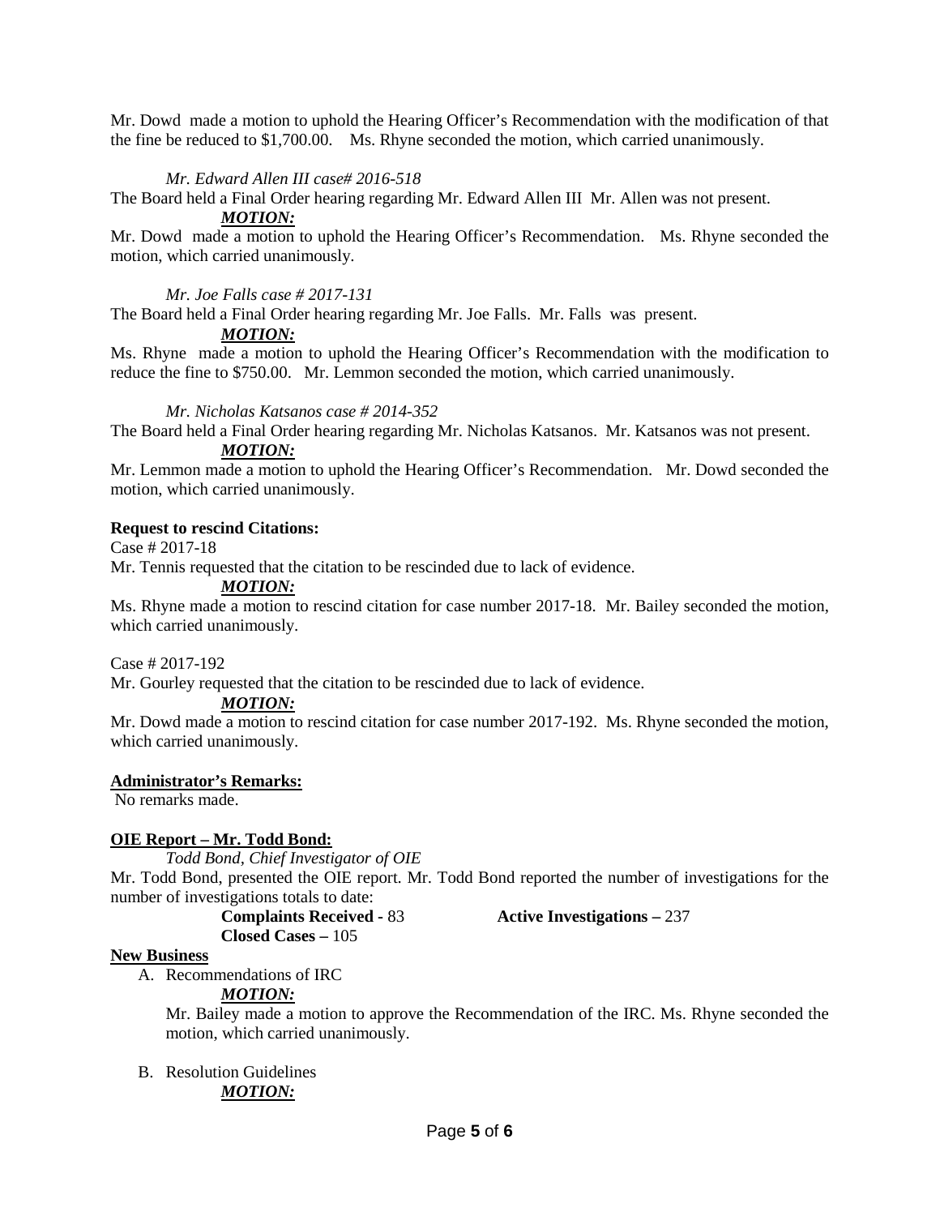Mr. Dowd made a motion to uphold the Hearing Officer's Recommendation with the modification of that the fine be reduced to $1,700.00. Ms. Rhyne seconded the motion, which carried unanimously.

*Mr. Edward Allen III case# 2016-518*

The Board held a Final Order hearing regarding Mr. Edward Allen III Mr. Allen was not present.

***MOTION:***

Mr. Dowd made a motion to uphold the Hearing Officer's Recommendation. Ms. Rhyne seconded the motion, which carried unanimously.

*Mr. Joe Falls case # 2017-131*

The Board held a Final Order hearing regarding Mr. Joe Falls. Mr. Falls was present.

***MOTION:***

Ms. Rhyne made a motion to uphold the Hearing Officer's Recommendation with the modification to reduce the fine to $750.00. Mr. Lemmon seconded the motion, which carried unanimously.

*Mr. Nicholas Katsanos case # 2014-352*

The Board held a Final Order hearing regarding Mr. Nicholas Katsanos. Mr. Katsanos was not present.

***MOTION:***

Mr. Lemmon made a motion to uphold the Hearing Officer's Recommendation. Mr. Dowd seconded the motion, which carried unanimously.

**Request to rescind Citations:**

Case # 2017-18

Mr. Tennis requested that the citation to be rescinded due to lack of evidence.

***MOTION:***

Ms. Rhyne made a motion to rescind citation for case number 2017-18. Mr. Bailey seconded the motion, which carried unanimously.

Case # 2017-192

Mr. Gourley requested that the citation to be rescinded due to lack of evidence.

***MOTION:***

Mr. Dowd made a motion to rescind citation for case number 2017-192. Ms. Rhyne seconded the motion, which carried unanimously.

**Administrator's Remarks:**

No remarks made.

**OIE Report – Mr. Todd Bond:**

*Todd Bond, Chief Investigator of OIE*

Mr. Todd Bond, presented the OIE report. Mr. Todd Bond reported the number of investigations for the number of investigations totals to date:

**Complaints Received** - 83 **Active Investigations –** 237

**Closed Cases –** 105

**New Business**

A. Recommendations of IRC

***MOTION:***

Mr. Bailey made a motion to approve the Recommendation of the IRC. Ms. Rhyne seconded the motion, which carried unanimously.

B. Resolution Guidelines

***MOTION:***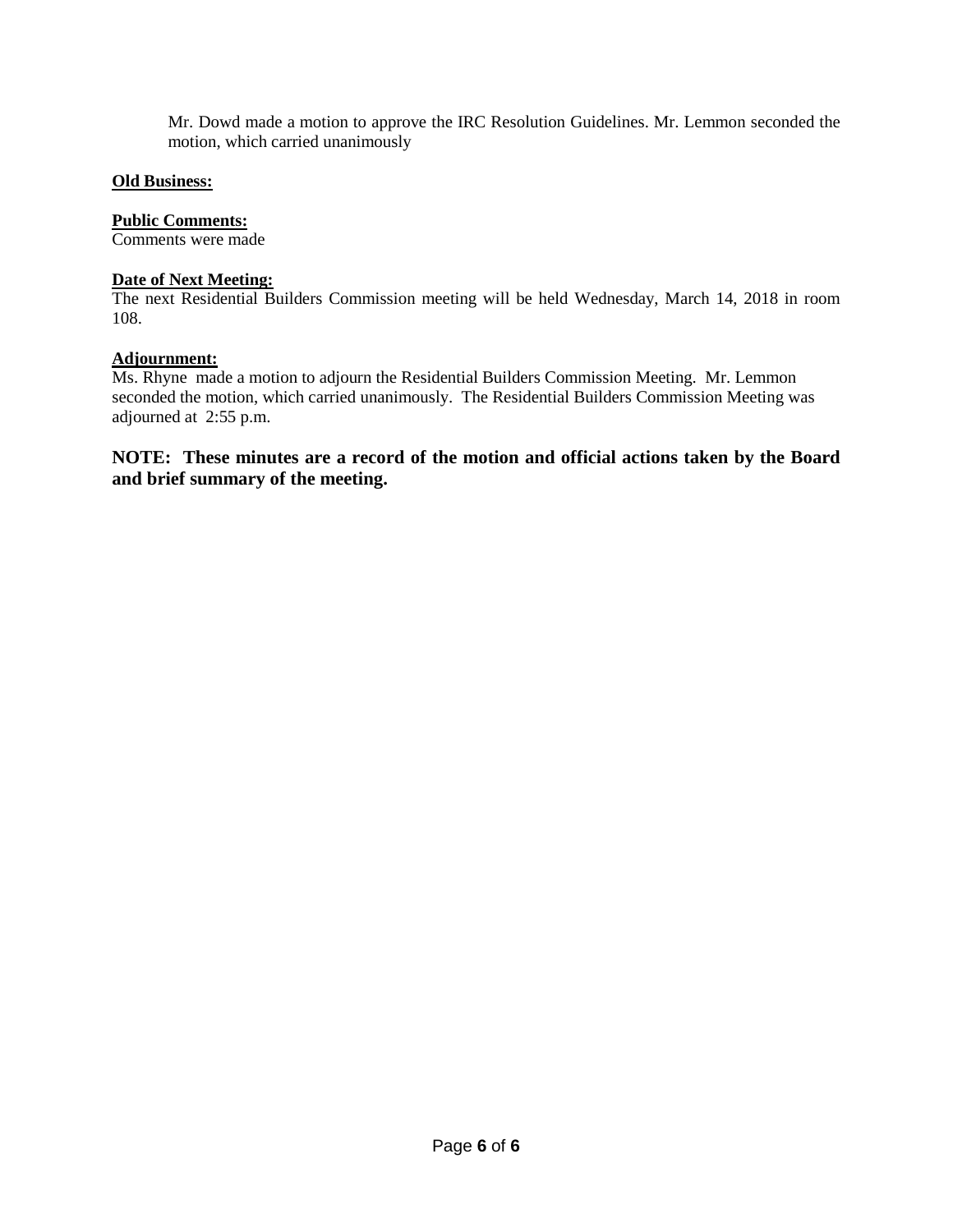Mr. Dowd made a motion to approve the IRC Resolution Guidelines. Mr. Lemmon seconded the motion, which carried unanimously

**Old Business:**

**Public Comments:**
Comments were made

**Date of Next Meeting:**
The next Residential Builders Commission meeting will be held Wednesday, March 14, 2018 in room 108.

**Adjournment:**
Ms. Rhyne made a motion to adjourn the Residential Builders Commission Meeting. Mr. Lemmon seconded the motion, which carried unanimously. The Residential Builders Commission Meeting was adjourned at 2:55 p.m.

**NOTE: These minutes are a record of the motion and official actions taken by the Board and brief summary of the meeting.**